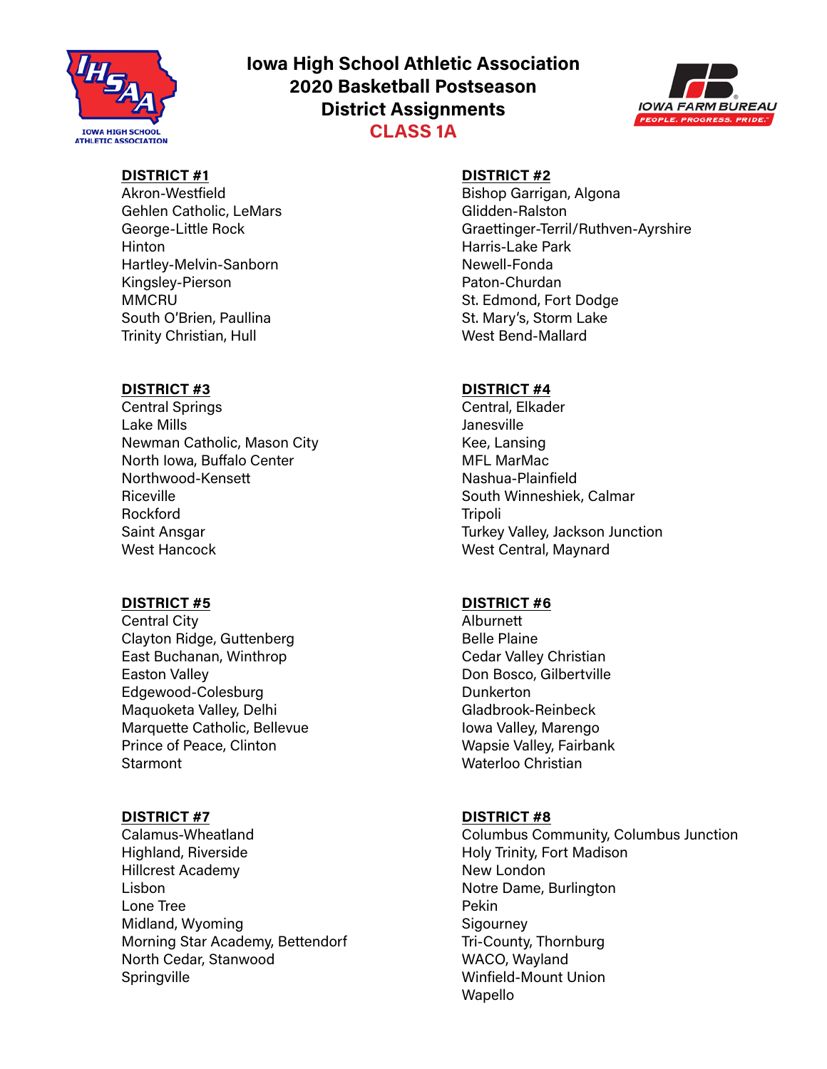# Iowa High School Athletic Association
# 2020 Basketball Postseason
# District Assignments
# CLASS 1A

**DISTRICT #1**
Akron-Westfield
Gehlen Catholic, LeMars
George-Little Rock
Hinton
Hartley-Melvin-Sanborn
Kingsley-Pierson
MMCRU
South O'Brien, Paullina
Trinity Christian, Hull

**DISTRICT #2**
Bishop Garrigan, Algona
Glidden-Ralston
Graettinger-Terril/Ruthven-Ayrshire
Harris-Lake Park
Newell-Fonda
Paton-Churdan
St. Edmond, Fort Dodge
St. Mary's, Storm Lake
West Bend-Mallard

**DISTRICT #3**
Central Springs
Lake Mills
Newman Catholic, Mason City
North Iowa, Buffalo Center
Northwood-Kensett
Riceville
Rockford
Saint Ansgar
West Hancock

**DISTRICT #4**
Central, Elkader
Janesville
Kee, Lansing
MFL MarMac
Nashua-Plainfield
South Winneshiek, Calmar
Tripoli
Turkey Valley, Jackson Junction
West Central, Maynard

**DISTRICT #5**
Central City
Clayton Ridge, Guttenberg
East Buchanan, Winthrop
Easton Valley
Edgewood-Colesburg
Maquoketa Valley, Delhi
Marquette Catholic, Bellevue
Prince of Peace, Clinton
Starmont

**DISTRICT #6**
Alburnett
Belle Plaine
Cedar Valley Christian
Don Bosco, Gilbertville
Dunkerton
Gladbrook-Reinbeck
Iowa Valley, Marengo
Wapsie Valley, Fairbank
Waterloo Christian

**DISTRICT #7**
Calamus-Wheatland
Highland, Riverside
Hillcrest Academy
Lisbon
Lone Tree
Midland, Wyoming
Morning Star Academy, Bettendorf
North Cedar, Stanwood
Springville

**DISTRICT #8**
Columbus Community, Columbus Junction
Holy Trinity, Fort Madison
New London
Notre Dame, Burlington
Pekin
Sigourney
Tri-County, Thornburg
WACO, Wayland
Winfield-Mount Union
Wapello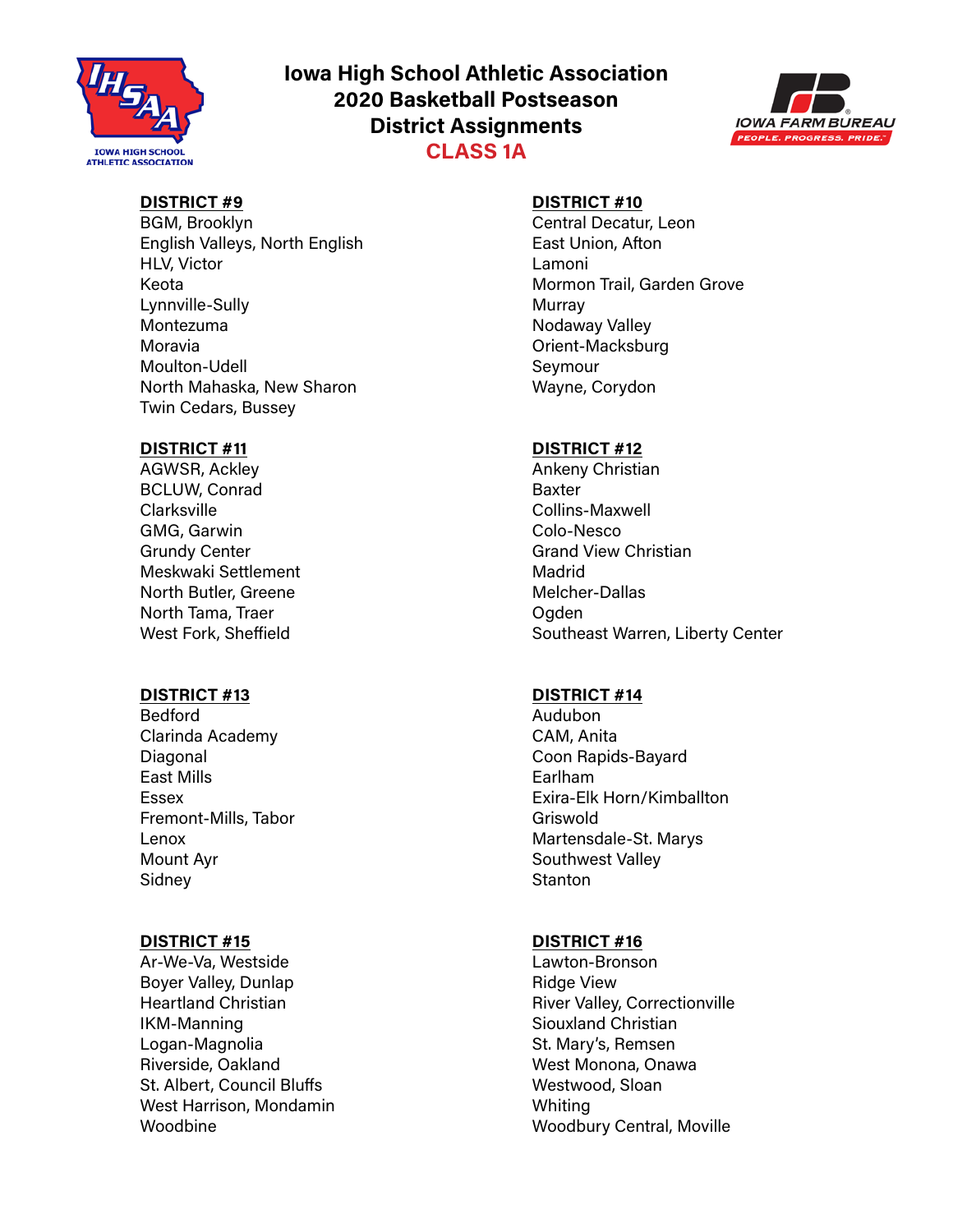# Iowa High School Athletic Association
## 2020 Basketball Postseason
## District Assignments
## CLASS 1A

**DISTRICT #9**

BGM, Brooklyn
English Valleys, North English
HLV, Victor
Keota
Lynnville-Sully
Montezuma
Moravia
Moulton-Udell
North Mahaska, New Sharon
Twin Cedars, Bussey

**DISTRICT #10**

Central Decatur, Leon
East Union, Afton
Lamoni
Mormon Trail, Garden Grove
Murray
Nodaway Valley
Orient-Macksburg
Seymour
Wayne, Corydon

**DISTRICT #11**

AGWSR, Ackley
BCLUW, Conrad
Clarksville
GMG, Garwin
Grundy Center
Meskwaki Settlement
North Butler, Greene
North Tama, Traer
West Fork, Sheffield

**DISTRICT #12**

Ankeny Christian
Baxter
Collins-Maxwell
Colo-Nesco
Grand View Christian
Madrid
Melcher-Dallas
Ogden
Southeast Warren, Liberty Center

**DISTRICT #13**

Bedford
Clarinda Academy
Diagonal
East Mills
Essex
Fremont-Mills, Tabor
Lenox
Mount Ayr
Sidney

**DISTRICT #14**

Audubon
CAM, Anita
Coon Rapids-Bayard
Earlham
Exira-Elk Horn/Kimballton
Griswold
Martensdale-St. Marys
Southwest Valley
Stanton

**DISTRICT #15**

Ar-We-Va, Westside
Boyer Valley, Dunlap
Heartland Christian
IKM-Manning
Logan-Magnolia
Riverside, Oakland
St. Albert, Council Bluffs
West Harrison, Mondamin
Woodbine

**DISTRICT #16**

Lawton-Bronson
Ridge View
River Valley, Correctionville
Siouxland Christian
St. Mary's, Remsen
West Monona, Onawa
Westwood, Sloan
Whiting
Woodbury Central, Moville